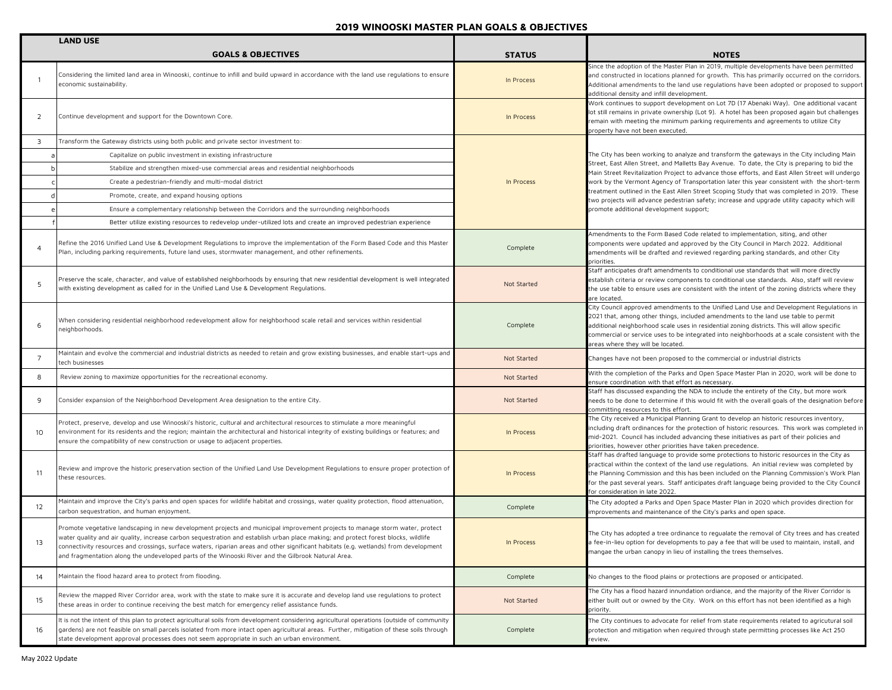# 2019 WINOOSKI MASTER PLAN GOALS & OBJECTIVES

## LAND USE

| | GOALS & OBJECTIVES | STATUS | NOTES |
|---|---|---|---|
| 1 | Considering the limited land area in Winooski, continue to infill and build upward in accordance with the land use regulations to ensure economic sustainability. | In Process | Since the adoption of the Master Plan in 2019, multiple developments have been permitted and constructed in locations planned for growth. This has primarily occurred on the corridors. Additional amendments to the land use regulations have been adopted or proposed to support additional density and infill development. |
| 2 | Continue development and support for the Downtown Core. | In Process | Work continues to support development on Lot 7D (17 Abenaki Way). One additional vacant lot still remains in private ownership (Lot 9). A hotel has been proposed again but challenges remain with meeting the minimum parking requirements and agreements to utilize City property have not been executed. |
| 3 | Transform the Gateway districts using both public and private sector investment to: | In Process | The City has been working to analyze and transform the gateways in the City including Main Street, East Allen Street, and Malletts Bay Avenue. To date, the City is preparing to bid the Main Street Revitalization Project to advance those efforts, and East Allen Street will undergo work by the Vermont Agency of Transportation later this year consistent with the short-term treatment outlined in the East Allen Street Scoping Study that was completed in 2019. These two projects will advance pedestrian safety; increase and upgrade utility capacity which will promote additional development support; |
| a | Capitalize on public investment in existing infrastructure | | |
| b | Stabilize and strengthen mixed-use commercial areas and residential neighborhoods | | |
| c | Create a pedestrian-friendly and multi-modal district | | |
| d | Promote, create, and expand housing options | | |
| e | Ensure a complementary relationship between the Corridors and the surrounding neighborhoods | | |
| f | Better utilize existing resources to redevelop under-utilized lots and create an improved pedestrian experience | | |
| 4 | Refine the 2016 Unified Land Use & Development Regulations to improve the implementation of the Form Based Code and this Master Plan, including parking requirements, future land uses, stormwater management, and other refinements. | Complete | Amendments to the Form Based Code related to implementation, siting, and other components were updated and approved by the City Council in March 2022. Additional amendments will be drafted and reviewed regarding parking standards, and other City priorities. |
| 5 | Preserve the scale, character, and value of established neighborhoods by ensuring that new residential development is well integrated with existing development as called for in the Unified Land Use & Development Regulations. | Not Started | Staff anticipates draft amendments to conditional use standards that will more directly establish criteria or review components to conditional use standards. Also, staff will review the use table to ensure uses are consistent with the intent of the zoning districts where they are located. |
| 6 | When considering residential neighborhood redevelopment allow for neighborhood scale retail and services within residential neighborhoods. | Complete | City Council approved amendments to the Unified Land Use and Development Regulations in 2021 that, among other things, included amendments to the land use table to permit additional neighborhood scale uses in residential zoning districts. This will allow specific commercial or service uses to be integrated into neighborhoods at a scale consistent with the areas where they will be located. |
| 7 | Maintain and evolve the commercial and industrial districts as needed to retain and grow existing businesses, and enable start-ups and tech businesses | Not Started | Changes have not been proposed to the commercial or industrial districts |
| 8 | Review zoning to maximize opportunities for the recreational economy. | Not Started | With the completion of the Parks and Open Space Master Plan in 2020, work will be done to ensure coordination with that effort as necessary. |
| 9 | Consider expansion of the Neighborhood Development Area designation to the entire City. | Not Started | Staff has discussed expanding the NDA to include the entirety of the City, but more work needs to be done to determine if this would fit with the overall goals of the designation before committing resources to this effort. |
| 10 | Protect, preserve, develop and use Winooski's historic, cultural and architectural resources to stimulate a more meaningful environment for its residents and the region; maintain the architectural and historical integrity of existing buildings or features; and ensure the compatibility of new construction or usage to adjacent properties. | In Process | The City received a Municipal Planning Grant to develop an historic resources inventory, including draft ordinances for the protection of historic resources. This work was completed in mid-2021. Council has included advancing these initiatives as part of their policies and priorities, however other priorities have taken precedence. |
| 11 | Review and improve the historic preservation section of the Unified Land Use Development Regulations to ensure proper protection of these resources. | In Process | Staff has drafted language to provide some protections to historic resources in the City as practical within the context of the land use regulations. An initial review was completed by the Planning Commission and this has been included on the Planning Commission's Work Plan for the past several years. Staff anticipates draft language being provided to the City Council for consideration in late 2022. |
| 12 | Maintain and improve the City's parks and open spaces for wildlife habitat and crossings, water quality protection, flood attenuation, carbon sequestration, and human enjoyment. | Complete | The City adopted a Parks and Open Space Master Plan in 2020 which provides direction for improvements and maintenance of the City's parks and open space. |
| 13 | Promote vegetative landscaping in new development projects and municipal improvement projects to manage storm water, protect water quality and air quality, increase carbon sequestration and establish urban place making; and protect forest blocks, wildlife connectivity resources and crossings, surface waters, riparian areas and other significant habitats (e.g. wetlands) from development and fragmentation along the undeveloped parts of the Winooski River and the Gilbrook Natural Area. | In Process | The City has adopted a tree ordinance to regualate the removal of City trees and has created a fee-in-lieu option for developments to pay a fee that will be used to maintain, install, and mangae the urban canopy in lieu of installing the trees themselves. |
| 14 | Maintain the flood hazard area to protect from flooding. | Complete | No changes to the flood plains or protections are proposed or anticipated. |
| 15 | Review the mapped River Corridor area, work with the state to make sure it is accurate and develop land use regulations to protect these areas in order to continue receiving the best match for emergency relief assistance funds. | Not Started | The City has a flood hazard innundation ordiance, and the majority of the River Corridor is either built out or owned by the City. Work on this effort has not been identified as a high priority. |
| 16 | It is not the intent of this plan to protect agricultural soils from development considering agricultural operations (outside of community gardens) are not feasible on small parcels isolated from more intact open agricultural areas. Further, mitigation of these soils through state development approval processes does not seem appropriate in such an urban environment. | Complete | The City continues to advocate for relief from state requirements related to agricultural soil protection and mitigation when required through state permitting processes like Act 250 review. |

May 2022 Update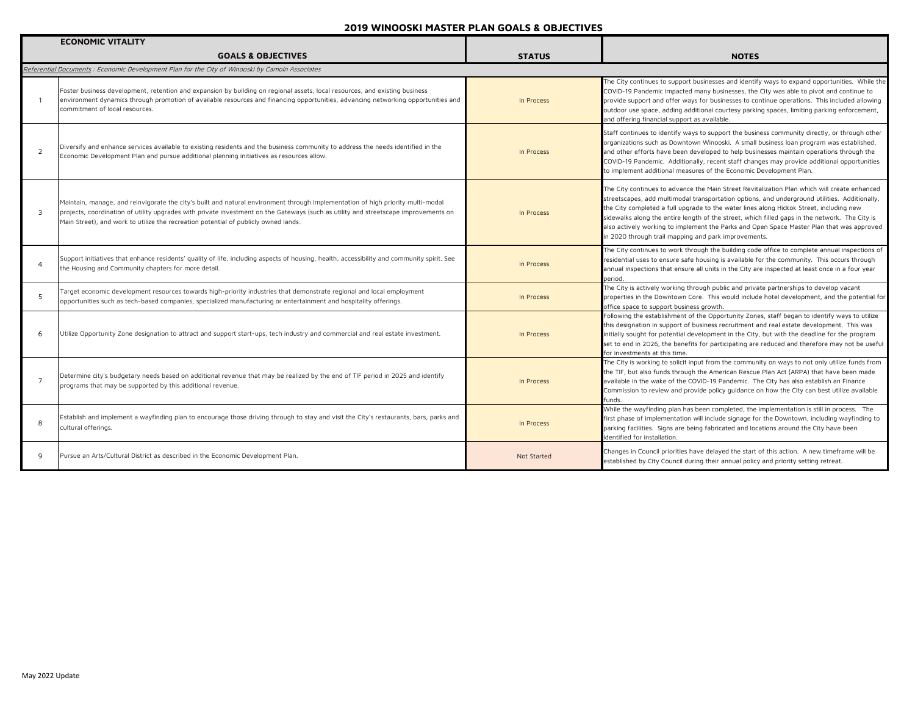# 2019 WINOOSKI MASTER PLAN GOALS & OBJECTIVES

| ECONOMIC VITALITY<br>GOALS & OBJECTIVES | | STATUS | NOTES |
|---|---|---|---|
| *Referential Documents : Economic Development Plan for the City of Winooski by Camoin Associates* | | | |
| 1 | Foster business development, retention and expansion by building on regional assets, local resources, and existing business environment dynamics through promotion of available resources and financing opportunities, advancing networking opportunities and commitment of local resources. | In Process | The City continues to support businesses and identify ways to expand opportunities. While the COVID-19 Pandemic impacted many businesses, the City was able to pivot and continue to provide support and offer ways for businesses to continue operations. This included allowing outdoor use space, adding additional courtesy parking spaces, limiting parking enforcement, and offering financial support as available. |
| 2 | Diversify and enhance services available to existing residents and the business community to address the needs identified in the Economic Development Plan and pursue additional planning initiatives as resources allow. | In Process | Staff continues to identify ways to support the business community directly, or through other organizations such as Downtown Winooski. A small business loan program was established, and other efforts have been developed to help businesses maintain operations through the COVID-19 Pandemic. Additionally, recent staff changes may provide additional opportunities to implement additional measures of the Economic Development Plan. |
| 3 | Maintain, manage, and reinvigorate the city's built and natural environment through implementation of high priority multi-modal projects, coordination of utility upgrades with private investment on the Gateways (such as utility and streetscape improvements on Main Street), and work to utilize the recreation potential of publicly owned lands. | In Process | The City continues to advance the Main Street Revitalization Plan which will create enhanced streetscapes, add multimodal transportation options, and underground utilities. Additionally, the City completed a full upgrade to the water lines along Hickok Street, including new sidewalks along the entire length of the street, which filled gaps in the network. The City is also actively working to implement the Parks and Open Space Master Plan that was approved in 2020 through trail mapping and park improvements. |
| 4 | Support initiatives that enhance residents' quality of life, including aspects of housing, health, accessibility and community spirit. See the Housing and Community chapters for more detail. | In Process | The City continues to work through the building code office to complete annual inspections of residential uses to ensure safe housing is available for the community. This occurs through annual inspections that ensure all units in the City are inspected at least once in a four year period. |
| 5 | Target economic development resources towards high-priority industries that demonstrate regional and local employment opportunities such as tech-based companies, specialized manufacturing or entertainment and hospitality offerings. | In Process | The City is actively working through public and private partnerships to develop vacant properties in the Downtown Core. This would include hotel development, and the potential for office space to support business growth. |
| 6 | Utilize Opportunity Zone designation to attract and support start-ups, tech industry and commercial and real estate investment. | In Process | Following the establishment of the Opportunity Zones, staff began to identify ways to utilize this designation in support of business recruitment and real estate development. This was initially sought for potential development in the City, but with the deadline for the program set to end in 2026, the benefits for participating are reduced and therefore may not be useful for investments at this time. |
| 7 | Determine city's budgetary needs based on additional revenue that may be realized by the end of TIF period in 2025 and identify programs that may be supported by this additional revenue. | In Process | The City is working to solicit input from the community on ways to not only utilize funds from the TIF, but also funds through the American Rescue Plan Act (ARPA) that have been made available in the wake of the COVID-19 Pandemic. The City has also establish an Finance Commission to review and provide policy guidance on how the City can best utilize available funds. |
| 8 | Establish and implement a wayfinding plan to encourage those driving through to stay and visit the City's restaurants, bars, parks and cultural offerings. | In Process | While the wayfinding plan has been completed, the implementation is still in process. The first phase of implementation will include signage for the Downtown, including wayfinding to parking facilities. Signs are being fabricated and locations around the City have been identified for installation. |
| 9 | Pursue an Arts/Cultural District as described in the Economic Development Plan. | Not Started | Changes in Council priorities have delayed the start of this action. A new timeframe will be established by City Council during their annual policy and priority setting retreat. |

May 2022 Update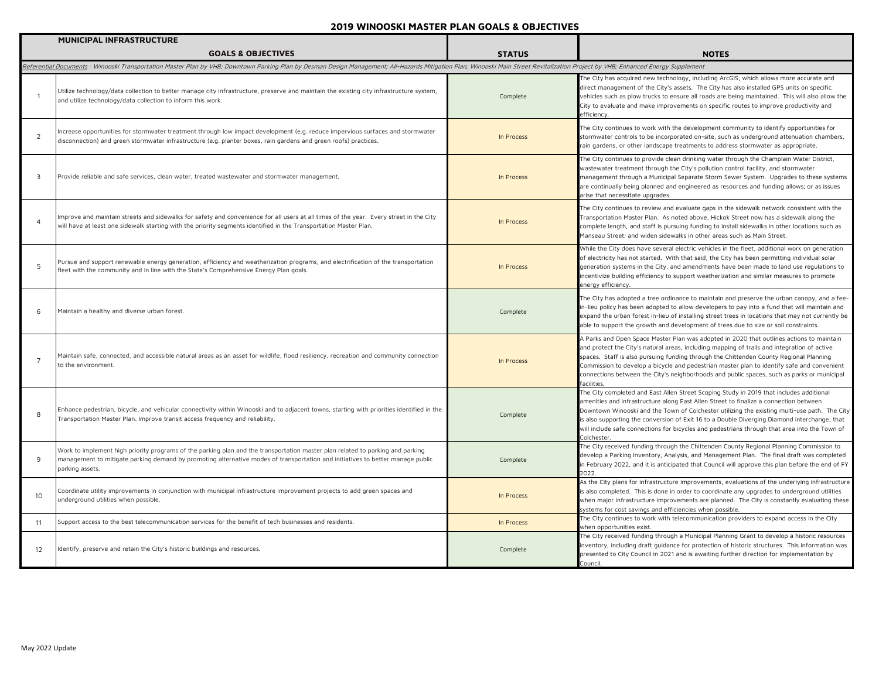# 2019 WINOOSKI MASTER PLAN GOALS & OBJECTIVES

| MUNICIPAL INFRASTRUCTURE<br>GOALS & OBJECTIVES | | STATUS | NOTES |
|---|---|---|---|
| *Referential Documents : Winooski Transportation Master Plan by VHB; Downtown Parking Plan by Desman Design Management; All-Hazards Mitigation Plan; Winooski Main Street Revitalization Project by VHB; Enhanced Energy Supplement* | | | |
| 1 | Utilize technology/data collection to better manage city infrastructure, preserve and maintain the existing city infrastructure system, and utilize technology/data collection to inform this work. | Complete | The City has acquired new technology, including ArcGIS, which allows more accurate and direct management of the City's assets. The City has also installed GPS units on specific vehicles such as plow trucks to ensure all roads are being maintained. This will also allow the City to evaluate and make improvements on specific routes to improve productivity and efficiency. |
| 2 | Increase opportunities for stormwater treatment through low impact development (e.g. reduce impervious surfaces and stormwater disconnection) and green stormwater infrastructure (e.g. planter boxes, rain gardens and green roofs) practices. | In Process | The City continues to work with the development community to identify opportunities for stormwater controls to be incorporated on-site, such as underground attenuation chambers, rain gardens, or other landscape treatments to address stormwater as appropriate. |
| 3 | Provide reliable and safe services, clean water, treated wastewater and stormwater management. | In Process | The City continues to provide clean drinking water through the Champlain Water District, wastewater treatment through the City's pollution control facility, and stormwater management through a Municipal Separate Storm Sewer System. Upgrades to these systems are continually being planned and engineered as resources and funding allows; or as issues arise that necessitate upgrades. |
| 4 | Improve and maintain streets and sidewalks for safety and convenience for all users at all times of the year. Every street in the City will have at least one sidewalk starting with the priority segments identified in the Transportation Master Plan. | In Process | The City continues to review and evaluate gaps in the sidewalk network consistent with the Transportation Master Plan. As noted above, Hickok Street now has a sidewalk along the complete length, and staff is pursuing funding to install sidewalks in other locations such as Manseau Street; and widen sidewalks in other areas such as Main Street. |
| 5 | Pursue and support renewable energy generation, efficiency and weatherization programs, and electrification of the transportation fleet with the community and in line with the State's Comprehensive Energy Plan goals. | In Process | While the City does have several electric vehicles in the fleet, additional work on generation of electricity has not started. With that said, the City has been permitting individual solar generation systems in the City, and amendments have been made to land use regulations to incentivize building efficiency to support weatherization and similar measures to promote energy efficiency. |
| 6 | Maintain a healthy and diverse urban forest. | Complete | The City has adopted a tree ordinance to maintain and preserve the urban canopy, and a fee-in-lieu policy has been adopted to allow developers to pay into a fund that will maintain and expand the urban forest in-lieu of installing street trees in locations that may not currently be able to support the growth and development of trees due to size or soil constraints. |
| 7 | Maintain safe, connected, and accessible natural areas as an asset for wildlife, flood resiliency, recreation and community connection to the environment. | In Process | A Parks and Open Space Master Plan was adopted in 2020 that outlines actions to maintain and protect the City's natural areas, including mapping of trails and integration of active spaces. Staff is also pursuing funding through the Chittenden County Regional Planning Commission to develop a bicycle and pedestrian master plan to identify safe and convenient connections between the City's neighborhoods and public spaces, such as parks or municipal facilities. |
| 8 | Enhance pedestrian, bicycle, and vehicular connectivity within Winooski and to adjacent towns, starting with priorities identified in the Transportation Master Plan. Improve transit access frequency and reliability. | Complete | The City completed and East Allen Street Scoping Study in 2019 that includes additional amenities and infrastructure along East Allen Street to finalize a connection between Downtown Winooski and the Town of Colchester utilizing the existing multi-use path. The City is also supporting the conversion of Exit 16 to a Double Diverging Diamond interchange, that will include safe connections for bicycles and pedestrians through that area into the Town of Colchester. |
| 9 | Work to implement high priority programs of the parking plan and the transportation master plan related to parking and parking management to mitigate parking demand by promoting alternative modes of transportation and initiatives to better manage public parking assets. | Complete | The City received funding through the Chittenden County Regional Planning Commission to develop a Parking Inventory, Analysis, and Management Plan. The final draft was completed in February 2022, and it is anticipated that Council will approve this plan before the end of FY 2022. |
| 10 | Coordinate utility improvements in conjunction with municipal infrastructure improvement projects to add green spaces and underground utilities when possible. | In Process | As the City plans for infrastructure improvements, evaluations of the underlying infrastructure is also completed. This is done in order to coordinate any upgrades to underground utilities when major infrastructure improvements are planned. The City is constantly evaluating these systems for cost savings and efficiencies when possible. |
| 11 | Support access to the best telecommunication services for the benefit of tech businesses and residents. | In Process | The City continues to work with telecommunication providers to expand access in the City when opportunities exist. |
| 12 | Identify, preserve and retain the City's historic buildings and resources. | Complete | The City received funding through a Municipal Planning Grant to develop a historic resources inventory, including draft guidance for protection of historic structures. This information was presented to City Council in 2021 and is awaiting further direction for implementation by Council. |

May 2022 Update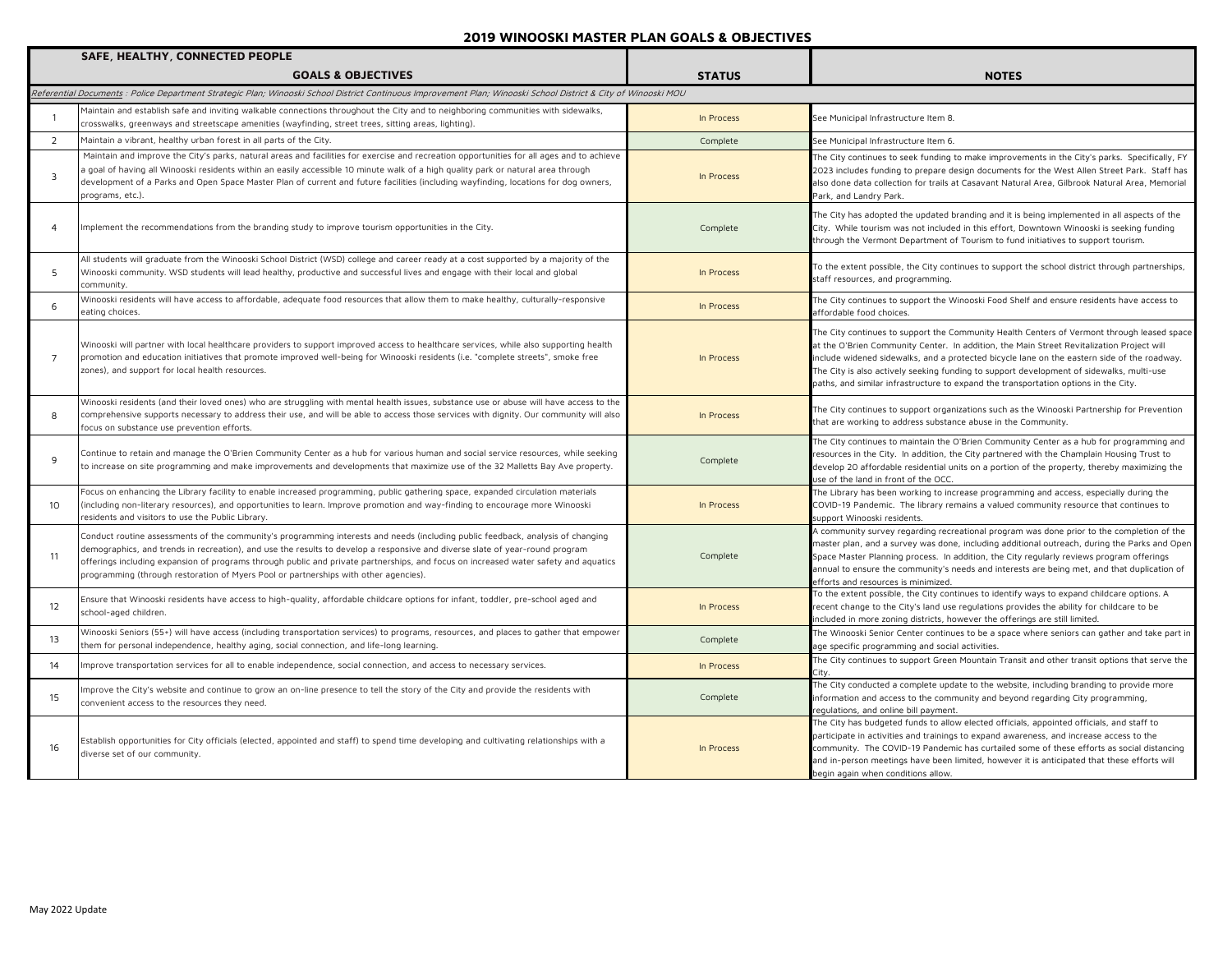# 2019 WINOOSKI MASTER PLAN GOALS & OBJECTIVES

| | SAFE, HEALTHY, CONNECTED PEOPLE<br>GOALS & OBJECTIVES | STATUS | NOTES |
|---|---|---|---|
| | *Referential Documents : Police Department Strategic Plan; Winooski School District Continuous Improvement Plan; Winooski School District & City of Winooski MOU* | | |
| 1 | Maintain and establish safe and inviting walkable connections throughout the City and to neighboring communities with sidewalks, crosswalks, greenways and streetscape amenities (wayfinding, street trees, sitting areas, lighting). | In Process | See Municipal Infrastructure Item 8. |
| 2 | Maintain a vibrant, healthy urban forest in all parts of the City. | Complete | See Municipal Infrastructure Item 6. |
| 3 | Maintain and improve the City's parks, natural areas and facilities for exercise and recreation opportunities for all ages and to achieve a goal of having all Winooski residents within an easily accessible 10 minute walk of a high quality park or natural area through development of a Parks and Open Space Master Plan of current and future facilities (including wayfinding, locations for dog owners, programs, etc.). | In Process | The City continues to seek funding to make improvements in the City's parks. Specifically, FY 2023 includes funding to prepare design documents for the West Allen Street Park. Staff has also done data collection for trails at Casavant Natural Area, Gilbrook Natural Area, Memorial Park, and Landry Park. |
| 4 | Implement the recommendations from the branding study to improve tourism opportunities in the City. | Complete | The City has adopted the updated branding and it is being implemented in all aspects of the City. While tourism was not included in this effort, Downtown Winooski is seeking funding through the Vermont Department of Tourism to fund initiatives to support tourism. |
| 5 | All students will graduate from the Winooski School District (WSD) college and career ready at a cost supported by a majority of the Winooski community. WSD students will lead healthy, productive and successful lives and engage with their local and global community. | In Process | To the extent possible, the City continues to support the school district through partnerships, staff resources, and programming. |
| 6 | Winooski residents will have access to affordable, adequate food resources that allow them to make healthy, culturally-responsive eating choices. | In Process | The City continues to support the Winooski Food Shelf and ensure residents have access to affordable food choices. |
| 7 | Winooski will partner with local healthcare providers to support improved access to healthcare services, while also supporting health promotion and education initiatives that promote improved well-being for Winooski residents (i.e. "complete streets", smoke free zones), and support for local health resources. | In Process | The City continues to support the Community Health Centers of Vermont through leased space at the O'Brien Community Center. In addition, the Main Street Revitalization Project will include widened sidewalks, and a protected bicycle lane on the eastern side of the roadway. The City is also actively seeking funding to support development of sidewalks, multi-use paths, and similar infrastructure to expand the transportation options in the City. |
| 8 | Winooski residents (and their loved ones) who are struggling with mental health issues, substance use or abuse will have access to the comprehensive supports necessary to address their use, and will be able to access those services with dignity. Our community will also focus on substance use prevention efforts. | In Process | The City continues to support organizations such as the Winooski Partnership for Prevention that are working to address substance abuse in the Community. |
| 9 | Continue to retain and manage the O'Brien Community Center as a hub for various human and social service resources, while seeking to increase on site programming and make improvements and developments that maximize use of the 32 Malletts Bay Ave property. | Complete | The City continues to maintain the O'Brien Community Center as a hub for programming and resources in the City. In addition, the City partnered with the Champlain Housing Trust to develop 20 affordable residential units on a portion of the property, thereby maximizing the use of the land in front of the OCC. |
| 10 | Focus on enhancing the Library facility to enable increased programming, public gathering space, expanded circulation materials (including non-literary resources), and opportunities to learn. Improve promotion and way-finding to encourage more Winooski residents and visitors to use the Public Library. | In Process | The Library has been working to increase programming and access, especially during the COVID-19 Pandemic. The library remains a valued community resource that continues to support Winooski residents. |
| 11 | Conduct routine assessments of the community's programming interests and needs (including public feedback, analysis of changing demographics, and trends in recreation), and use the results to develop a responsive and diverse slate of year-round program offerings including expansion of programs through public and private partnerships, and focus on increased water safety and aquatics programming (through restoration of Myers Pool or partnerships with other agencies). | Complete | A community survey regarding recreational program was done prior to the completion of the master plan, and a survey was done, including additional outreach, during the Parks and Open Space Master Planning process. In addition, the City regularly reviews program offerings annual to ensure the community's needs and interests are being met, and that duplication of efforts and resources is minimized. |
| 12 | Ensure that Winooski residents have access to high-quality, affordable childcare options for infant, toddler, pre-school aged and school-aged children. | In Process | To the extent possible, the City continues to identify ways to expand childcare options. A recent change to the City's land use regulations provides the ability for childcare to be included in more zoning districts, however the offerings are still limited. |
| 13 | Winooski Seniors (55+) will have access (including transportation services) to programs, resources, and places to gather that empower them for personal independence, healthy aging, social connection, and life-long learning. | Complete | The Winooski Senior Center continues to be a space where seniors can gather and take part in age specific programming and social activities. |
| 14 | Improve transportation services for all to enable independence, social connection, and access to necessary services. | In Process | The City continues to support Green Mountain Transit and other transit options that serve the City. |
| 15 | Improve the City's website and continue to grow an on-line presence to tell the story of the City and provide the residents with convenient access to the resources they need. | Complete | The City conducted a complete update to the website, including branding to provide more information and access to the community and beyond regarding City programming, regulations, and online bill payment. |
| 16 | Establish opportunities for City officials (elected, appointed and staff) to spend time developing and cultivating relationships with a diverse set of our community. | In Process | The City has budgeted funds to allow elected officials, appointed officials, and staff to participate in activities and trainings to expand awareness, and increase access to the community. The COVID-19 Pandemic has curtailed some of these efforts as social distancing and in-person meetings have been limited, however it is anticipated that these efforts will begin again when conditions allow. |

May 2022 Update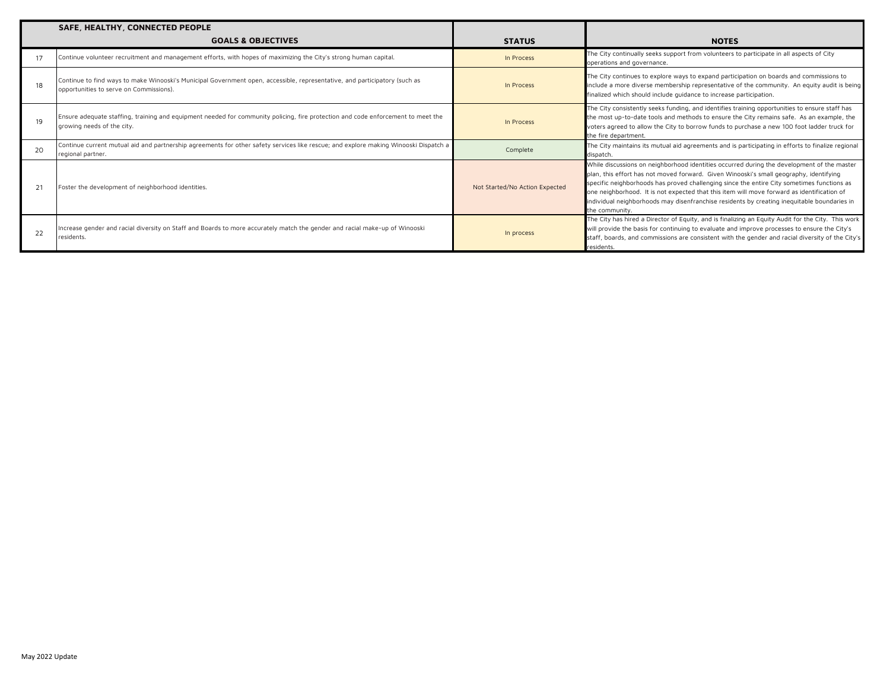| | SAFE, HEALTHY, CONNECTED PEOPLE<br>GOALS & OBJECTIVES | STATUS | NOTES |
|---|---|---|---|
| 17 | Continue volunteer recruitment and management efforts, with hopes of maximizing the City's strong human capital. | In Process | The City continually seeks support from volunteers to participate in all aspects of City operations and governance. |
| 18 | Continue to find ways to make Winooski's Municipal Government open, accessible, representative, and participatory (such as opportunities to serve on Commissions). | In Process | The City continues to explore ways to expand participation on boards and commissions to include a more diverse membership representative of the community. An equity audit is being finalized which should include guidance to increase participation. |
| 19 | Ensure adequate staffing, training and equipment needed for community policing, fire protection and code enforcement to meet the growing needs of the city. | In Process | The City consistently seeks funding, and identifies training opportunities to ensure staff has the most up-to-date tools and methods to ensure the City remains safe. As an example, the voters agreed to allow the City to borrow funds to purchase a new 100 foot ladder truck for the fire department. |
| 20 | Continue current mutual aid and partnership agreements for other safety services like rescue; and explore making Winooski Dispatch a regional partner. | Complete | The City maintains its mutual aid agreements and is participating in efforts to finalize regional dispatch. |
| 21 | Foster the development of neighborhood identities. | Not Started/No Action Expected | While discussions on neighborhood identities occurred during the development of the master plan, this effort has not moved forward. Given Winooski's small geography, identifying specific neighborhoods has proved challenging since the entire City sometimes functions as one neighborhood. It is not expected that this item will move forward as identification of individual neighborhoods may disenfranchise residents by creating inequitable boundaries in the community. |
| 22 | Increase gender and racial diversity on Staff and Boards to more accurately match the gender and racial make-up of Winooski residents. | In process | The City has hired a Director of Equity, and is finalizing an Equity Audit for the City. This work will provide the basis for continuing to evaluate and improve processes to ensure the City's staff, boards, and commissions are consistent with the gender and racial diversity of the City's residents. |

May 2022 Update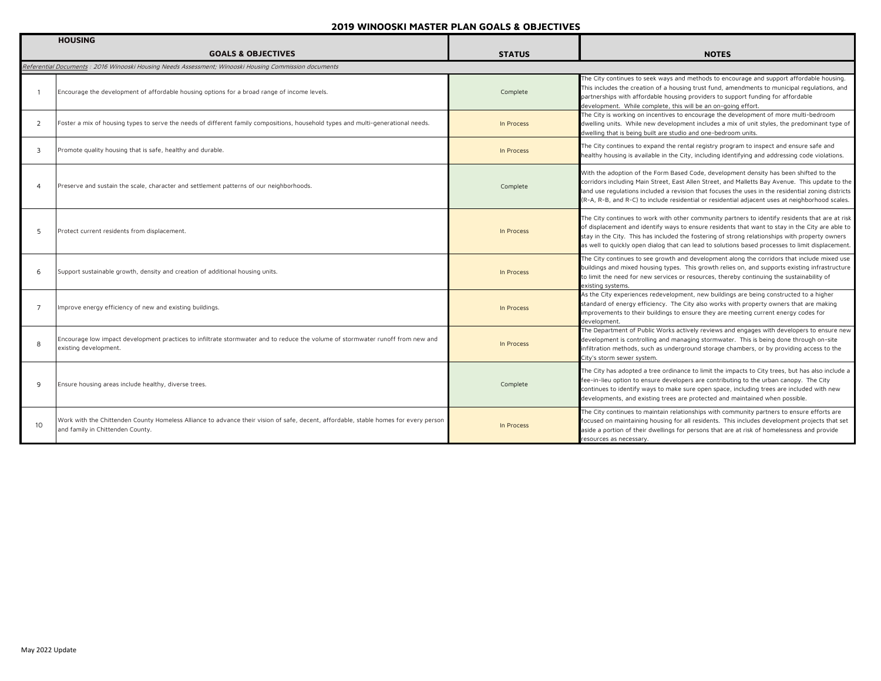## 2019 WINOOSKI MASTER PLAN GOALS & OBJECTIVES

| HOUSING<br>GOALS & OBJECTIVES | | STATUS | NOTES |
|---|---|---|---|
| *Referential Documents : 2016 Winooski Housing Needs Assessment; Winooski Housing Commission documents* | | | |
| 1 | Encourage the development of affordable housing options for a broad range of income levels. | Complete | The City continues to seek ways and methods to encourage and support affordable housing. This includes the creation of a housing trust fund, amendments to municipal regulations, and partnerships with affordable housing providers to support funding for affordable development. While complete, this will be an on-going effort. |
| 2 | Foster a mix of housing types to serve the needs of different family compositions, household types and multi-generational needs. | In Process | The City is working on incentives to encourage the development of more multi-bedroom dwelling units. While new development includes a mix of unit styles, the predominant type of dwelling that is being built are studio and one-bedroom units. |
| 3 | Promote quality housing that is safe, healthy and durable. | In Process | The City continues to expand the rental registry program to inspect and ensure safe and healthy housing is available in the City, including identifying and addressing code violations. |
| 4 | Preserve and sustain the scale, character and settlement patterns of our neighborhoods. | Complete | With the adoption of the Form Based Code, development density has been shifted to the corridors including Main Street, East Allen Street, and Malletts Bay Avenue. This update to the land use regulations included a revision that focuses the uses in the residential zoning districts (R-A, R-B, and R-C) to include residential or residential adjacent uses at neighborhood scales. |
| 5 | Protect current residents from displacement. | In Process | The City continues to work with other community partners to identify residents that are at risk of displacement and identify ways to ensure residents that want to stay in the City are able to stay in the City. This has included the fostering of strong relationships with property owners as well to quickly open dialog that can lead to solutions based processes to limit displacement. |
| 6 | Support sustainable growth, density and creation of additional housing units. | In Process | The City continues to see growth and development along the corridors that include mixed use buildings and mixed housing types. This growth relies on, and supports existing infrastructure to limit the need for new services or resources, thereby continuing the sustainability of existing systems. |
| 7 | Improve energy efficiency of new and existing buildings. | In Process | As the City experiences redevelopment, new buildings are being constructed to a higher standard of energy efficiency. The City also works with property owners that are making improvements to their buildings to ensure they are meeting current energy codes for development. |
| 8 | Encourage low impact development practices to infiltrate stormwater and to reduce the volume of stormwater runoff from new and existing development. | In Process | The Department of Public Works actively reviews and engages with developers to ensure new development is controlling and managing stormwater. This is being done through on-site infiltration methods, such as underground storage chambers, or by providing access to the City's storm sewer system. |
| 9 | Ensure housing areas include healthy, diverse trees. | Complete | The City has adopted a tree ordinance to limit the impacts to City trees, but has also include a fee-in-lieu option to ensure developers are contributing to the urban canopy. The City continues to identify ways to make sure open space, including trees are included with new developments, and existing trees are protected and maintained when possible. |
| 10 | Work with the Chittenden County Homeless Alliance to advance their vision of safe, decent, affordable, stable homes for every person and family in Chittenden County. | In Process | The City continues to maintain relationships with community partners to ensure efforts are focused on maintaining housing for all residents. This includes development projects that set aside a portion of their dwellings for persons that are at risk of homelessness and provide resources as necessary. |

May 2022 Update